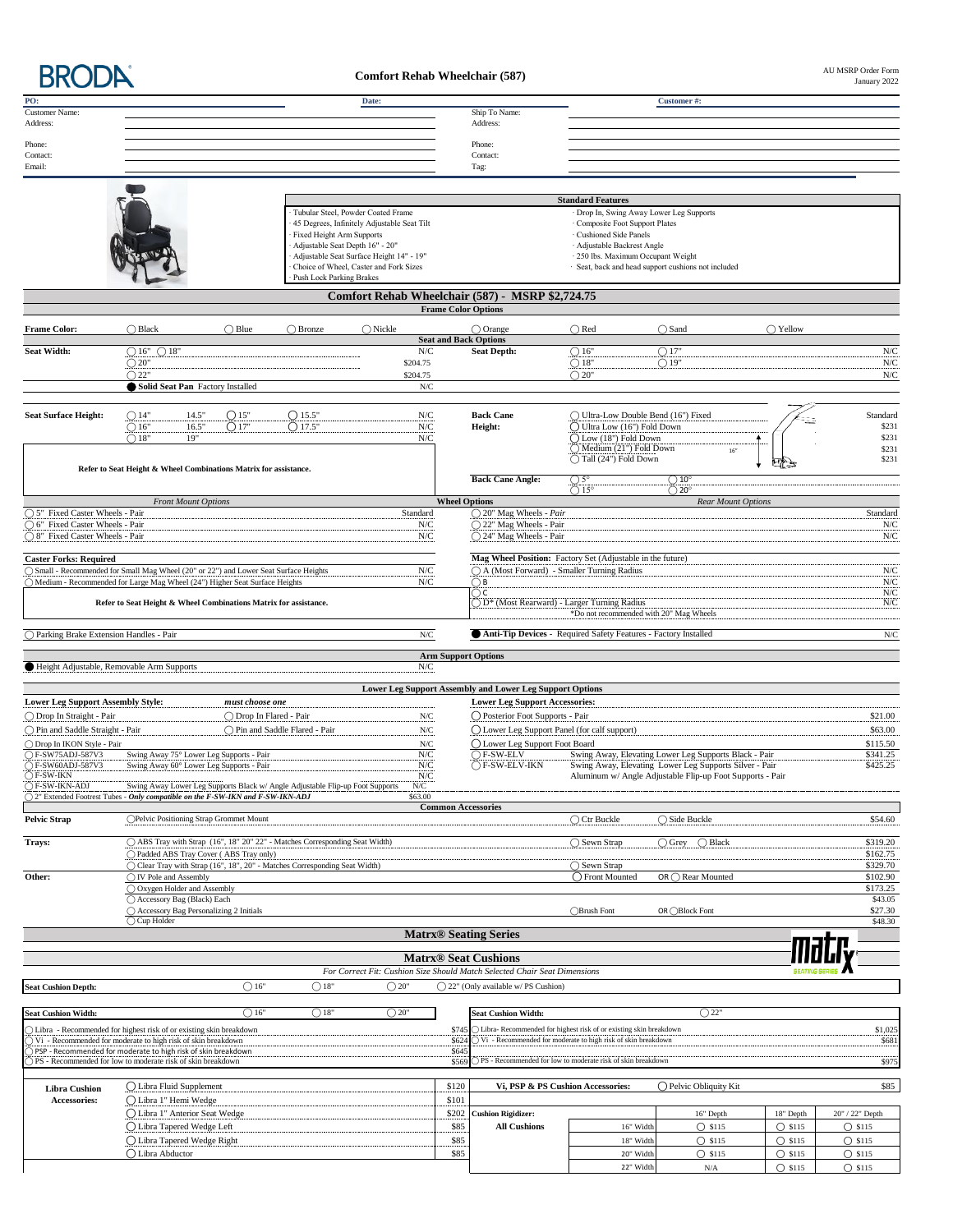BRODA

# Comfort Rehab Wheelchair (587)

AU MSRP Order Form
January 2022

| PO: | | Date: | | Customer #: |
|---|---|---|---|---|
| Customer Name: | | | Ship To Name: | |
| Address: | | | Address: | |
| Phone: | | | Phone: | |
| Contact: | | | Contact: | |
| Email: | | | Tag: | |

## Standard Features

- Tubular Steel, Powder Coated Frame
- 45 Degrees, Infinitely Adjustable Seat Tilt
- Fixed Height Arm Supports
- Adjustable Seat Depth 16" - 20"
- Adjustable Seat Surface Height 14" - 19"
- Choice of Wheel, Caster and Fork Sizes
- Push Lock Parking Brakes
- Drop In, Swing Away Lower Leg Supports
- Composite Foot Support Plates
- Cushioned Side Panels
- Adjustable Backrest Angle
- 250 lbs. Maximum Occupant Weight
- Seat, back and head support cushions not included

## Comfort Rehab Wheelchair (587) - MSRP $2,724.75

### Frame Color Options

**Frame Color:** ◯ Black ◯ Blue ◯ Bronze ◯ Nickle ◯ Orange ◯ Red ◯ Sand ◯ Yellow

### Seat and Back Options

| Seat Width: | | Price | Seat Depth: | | Price |
|---|---|---|---|---|---|
| | ◯ 16" ◯ 18" | N/C | | ◯ 16" ◯ 17" | N/C |
| | ◯ 20" | $204.75 | | ◯ 18" ◯ 19" | N/C |
| | ◯ 22" | $204.75 | | ◯ 20" | N/C |
| | ● **Solid Seat Pan** Factory Installed | N/C | | | |

| Seat Surface Height: | | Price | Back Cane Height: | | Price |
|---|---|---|---|---|---|
| | ◯ 14" 14.5" ◯ 15" ◯ 15.5" | N/C | | ◯ Ultra-Low Double Bend (16") Fixed | Standard |
| | ◯ 16" 16.5" ◯ 17" ◯ 17.5" | N/C | | ◯ Ultra Low (16") Fold Down | $231 |
| | ◯ 18" 19" | N/C | | ◯ Low (18") Fold Down | $231 |
| | | | | ◯ Medium (21") Fold Down | $231 |
| | | | | ◯ Tall (24") Fold Down | $231 |
| | | | **Back Cane Angle:** | ◯ 5° ◯ 10° ◯ 15° ◯ 20° | |

**Refer to Seat Height & Wheel Combinations Matrix for assistance.**

### Wheel Options

| Front Mount Options | Price | Rear Mount Options | Price |
|---|---|---|---|
| ◯ 5" Fixed Caster Wheels - Pair | Standard | ◯ 20" Mag Wheels - *Pair* | Standard |
| ◯ 6" Fixed Caster Wheels - Pair | N/C | ◯ 22" Mag Wheels - Pair | N/C |
| ◯ 8" Fixed Caster Wheels - Pair | N/C | ◯ 24" Mag Wheels - Pair | N/C |

| Caster Forks: Required | Price | Mag Wheel Position: Factory Set (Adjustable in the future) | Price |
|---|---|---|---|
| ◯ Small - Recommended for Small Mag Wheel (20" or 22") and Lower Seat Surface Heights | N/C | ◯ A (Most Forward) - Smaller Turning Radius | N/C |
| ◯ Medium - Recommended for Large Mag Wheel (24") Higher Seat Surface Heights | N/C | ◯ B | N/C |
| | | ◯ C | N/C |
| **Refer to Seat Height & Wheel Combinations Matrix for assistance.** | | ◯ D* (Most Rearward) - Larger Turning Radius *Do not recommended with 20" Mag Wheels | N/C |
| ◯ Parking Brake Extension Handles - Pair | N/C | ● **Anti-Tip Devices** - Required Safety Features - Factory Installed | N/C |

### Arm Support Options

| | Price |
|---|---|
| ● Height Adjustable, Removable Arm Supports | N/C |

### Lower Leg Support Assembly and Lower Leg Support Options

**Lower Leg Support Assembly Style:** *must choose one*

| Assembly Style | Price | Lower Leg Support Accessories: | Price |
|---|---|---|---|
| ◯ Drop In Straight - Pair / ◯ Drop In Flared - Pair | N/C | ◯ Posterior Foot Supports - Pair | $21.00 |
| ◯ Pin and Saddle Straight - Pair / ◯ Pin and Saddle Flared - Pair | N/C | ◯ Lower Leg Support Panel (for calf support) | $63.00 |
| ◯ Drop In IKON Style - Pair | N/C | ◯ Lower Leg Support Foot Board | $115.50 |
| ◯ F-SW75ADJ-587V3 Swing Away 75° Lower Leg Supports - Pair | N/C | ◯ F-SW-ELV Swing Away, Elevating Lower Leg Supports Black - Pair | $341.25 |
| ◯ F-SW60ADJ-587V3 Swing Away 60° Lower Leg Supports - Pair | N/C | ◯ F-SW-ELV-IKN Swing Away, Elevating Lower Leg Supports Silver - Pair | $425.25 |
| ◯ F-SW-IKN | N/C | Aluminum w/ Angle Adjustable Flip-up Foot Supports - Pair | |
| ◯ F-SW-IKN-ADJ Swing Away Lower Leg Supports Black w/ Angle Adjustable Flip-up Foot Supports | N/C | | |
| ◯ 2" Extended Footrest Tubes - *Only compatible on the F-SW-IKN and F-SW-IKN-ADJ* | $63.00 | | |

### Common Accessories

| | | | Price |
|---|---|---|---|
| **Pelvic Strap** | ◯ Pelvic Positioning Strap Grommet Mount | ◯ Ctr Buckle ◯ Side Buckle | $54.60 |
| **Trays:** | ◯ ABS Tray with Strap (16", 18" 20" 22" - Matches Corresponding Seat Width) | ◯ Sewn Strap ◯ Grey ◯ Black | $319.20 |
| | ◯ Padded ABS Tray Cover ( ABS Tray only) | | $162.75 |
| | ◯ Clear Tray with Strap (16", 18", 20" - Matches Corresponding Seat Width) | ◯ Sewn Strap | $329.70 |
| **Other:** | ◯ IV Pole and Assembly | ◯ Front Mounted OR ◯ Rear Mounted | $102.90 |
| | ◯ Oxygen Holder and Assembly | | $173.25 |
| | ◯ Accessory Bag (Black) Each | | $43.05 |
| | ◯ Accessory Bag Personalizing 2 Initials | ◯ Brush Font OR ◯ Block Font | $27.30 |
| | ◯ Cup Holder | | $48.30 |

## Matrx® Seating Series

### Matrx® Seat Cushions

*For Correct Fit: Cushion Size Should Match Selected Chair Seat Dimensions*

**Seat Cushion Depth:** ◯ 16" ◯ 18" ◯ 20" ◯ 22" (Only available w/ PS Cushion)

| Seat Cushion Width: ◯ 16" ◯ 18" ◯ 20" | Price | Seat Cushion Width: ◯ 22" | Price |
|---|---|---|---|
| ◯ Libra - Recommended for highest risk of or existing skin breakdown | $745 | ◯ Libra- Recommended for highest risk of or existing skin breakdown | $1,025 |
| ◯ Vi - Recommended for moderate to high risk of skin breakdown | $624 | ◯ Vi - Recommended for moderate to high risk of skin breakdown | $681 |
| ◯ PSP - Recommended for moderate to high risk of skin breakdown | $645 | | |
| ◯ PS - Recommended for low to moderate risk of skin breakdown | $569 | ◯ PS - Recommended for low to moderate risk of skin breakdown | $975 |

| Libra Cushion Accessories: | Price |
|---|---|
| ◯ Libra Fluid Supplement | $120 |
| ◯ Libra 1" Hemi Wedge | $101 |
| ◯ Libra 1" Anterior Seat Wedge | $202 |
| ◯ Libra Tapered Wedge Left | $85 |
| ◯ Libra Tapered Wedge Right | $85 |
| ◯ Libra Abductor | $85 |

**Vi, PSP & PS Cushion Accessories:** ◯ Pelvic Obliquity Kit — $85

| Cushion Rigidizer: All Cushions | 16" Depth | 18" Depth | 20" / 22" Depth |
|---|---|---|---|
| 16" Width | ◯ $115 | ◯ $115 | ◯ $115 |
| 18" Width | ◯ $115 | ◯ $115 | ◯ $115 |
| 20" Width | ◯ $115 | ◯ $115 | ◯ $115 |
| 22" Width | N/A | ◯ $115 | ◯ $115 |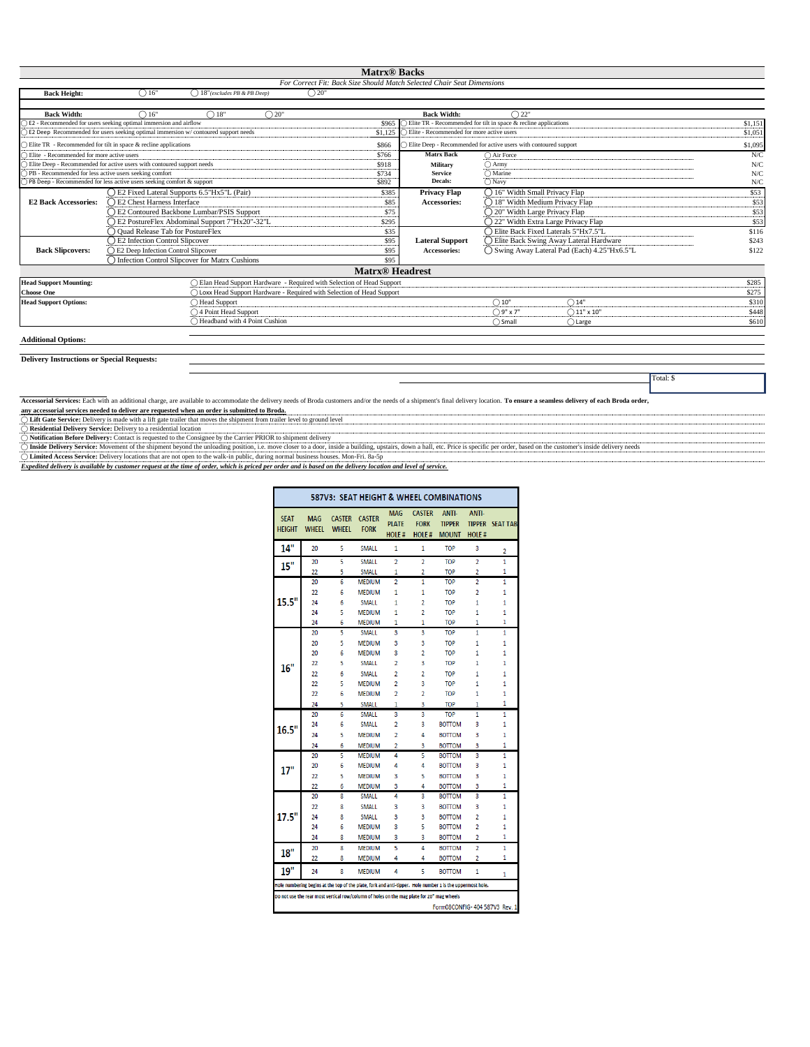## Matrx® Backs

*For Correct Fit: Back Size Should Match Selected Chair Seat Dimensions*

**Back Height:** ◯ 16" ◯ 18" *(excludes PB & PB Deep)* ◯ 20"

| **Back Width:** ◯ 16" ◯ 18" ◯ 20" | | **Back Width:** ◯ 22" | |
|---|---|---|---|
| ◯ E2 - Recommended for users seeking optimal immersion and airflow | $965 | ◯ Elite TR - Recommended for tilt in space & recline applications | $1,151 |
| ◯ E2 Deep Recommended for users seeking optimal immersion w/ contoured support needs | $1,125 | ◯ Elite - Recommended for more active users | $1,051 |
| ◯ Elite TR - Recommended for tilt in space & recline applications | $866 | ◯ Elite Deep - Recommended for active users with contoured support | $1,095 |
| ◯ Elite - Recommended for more active users | $766 | **Matrx Back Military Service Decals:** ◯ Air Force | N/C |
| ◯ Elite Deep - Recommended for active users with contoured support needs | $918 | ◯ Army | N/C |
| ◯ PB - Recommended for less active users seeking comfort | $734 | ◯ Marine | N/C |
| ◯ PB Deep - Recommended for less active users seeking comfort & support | $892 | ◯ Navy | N/C |

| | | | | | |
|---|---|---|---|---|---|
| **E2 Back Accessories:** | ◯ E2 Fixed Lateral Supports 6.5"Hx5"L (Pair) | $385 | **Privacy Flap Accessories:** | ◯ 16" Width Small Privacy Flap | $53 |
| | ◯ E2 Chest Harness Interface | $85 | | ◯ 18" Width Medium Privacy Flap | $53 |
| | ◯ E2 Contoured Backbone Lumbar/PSIS Support | $75 | | ◯ 20" Width Large Privacy Flap | $53 |
| | ◯ E2 PostureFlex Abdominal Support 7"Hx20"-32"L | $295 | | ◯ 22" Width Extra Large Privacy Flap | $53 |
| | ◯ Quad Release Tab for PostureFlex | $35 | **Lateral Support Accessories:** | ◯ Elite Back Fixed Laterals 5"Hx7.5"L | $116 |
| **Back Slipcovers:** | ◯ E2 Infection Control Slipcover | $95 | | ◯ Elite Back Swing Away Lateral Hardware | $243 |
| | ◯ E2 Deep Infection Control Slipcover | $95 | | ◯ Swing Away Lateral Pad (Each) 4.25"Hx6.5"L | $122 |
| | ◯ Infection Control Slipcover for Matrx Cushions | $95 | | | |

## Matrx® Headrest

| | | | | |
|---|---|---|---|---|
| **Head Support Mounting:** | ◯ Elan Head Support Hardware - Required with Selection of Head Support | | | $285 |
| **Choose One** | ◯ Loxx Head Support Hardware - Required with Selection of Head Support | | | $275 |
| **Head Support Options:** | ◯ Head Support | ◯ 10" | ◯ 14" | $310 |
| | ◯ 4 Point Head Support | ◯ 9" x 7" | ◯ 11" x 10" | $448 |
| | ◯ Headband with 4 Point Cushion | ◯ Small | ◯ Large | $610 |

**Additional Options:**

**Delivery Instructions or Special Requests:**

Total: $

**Accessorial Services:** Each with an additional charge, are available to accommodate the delivery needs of Broda customers and/or the needs of a shipment's final delivery location. **To ensure a seamless delivery of each Broda order, any accessorial services needed to deliver are requested when an order is submitted to Broda.**

◯ **Lift Gate Service:** Delivery is made with a lift gate trailer that moves the shipment from trailer level to ground level
◯ **Residential Delivery Service:** Delivery to a residential location
◯ **Notification Before Delivery:** Contact is requested to the Consignee by the Carrier PRIOR to shipment delivery
◯ **Inside Delivery Service:** Movement of the shipment beyond the unloading position, i.e. move closer to a door, inside a building, upstairs, down a hall, etc. Price is specific per order, based on the customer's inside delivery needs
◯ **Limited Access Service:** Delivery locations that are not open to the walk-in public, during normal business houses. Mon-Fri. 8a-5p

***Expedited delivery is available by customer request at the time of order, which is priced per order and is based on the delivery location and level of service.***

**587V3: SEAT HEIGHT & WHEEL COMBINATIONS**

| SEAT HEIGHT | MAG WHEEL | CASTER WHEEL | CASTER FORK | MAG PLATE HOLE # | CASTER FORK HOLE # | ANTI-TIPPER MOUNT | ANTI-TIPPER HOLE # | SEAT TAB |
|---|---|---|---|---|---|---|---|---|
| 14" | 20 | 5 | SMALL | 1 | 1 | TOP | 3 | 2 |
| 15" | 20 | 5 | SMALL | 2 | 2 | TOP | 2 | 1 |
| | 22 | 5 | SMALL | 1 | 2 | TOP | 2 | 1 |
| 15.5" | 20 | 6 | MEDIUM | 2 | 1 | TOP | 2 | 1 |
| | 22 | 6 | MEDIUM | 1 | 1 | TOP | 2 | 1 |
| | 24 | 6 | SMALL | 1 | 2 | TOP | 1 | 1 |
| | 24 | 5 | MEDIUM | 1 | 2 | TOP | 1 | 1 |
| | 24 | 6 | MEDIUM | 1 | 1 | TOP | 1 | 1 |
| 16" | 20 | 5 | SMALL | 3 | 3 | TOP | 1 | 1 |
| | 20 | 5 | MEDIUM | 3 | 3 | TOP | 1 | 1 |
| | 20 | 6 | MEDIUM | 3 | 2 | TOP | 1 | 1 |
| | 22 | 5 | SMALL | 2 | 3 | TOP | 1 | 1 |
| | 22 | 6 | SMALL | 2 | 2 | TOP | 1 | 1 |
| | 22 | 5 | MEDIUM | 2 | 3 | TOP | 1 | 1 |
| | 22 | 6 | MEDIUM | 2 | 2 | TOP | 1 | 1 |
| | 24 | 5 | SMALL | 1 | 3 | TOP | 1 | 1 |
| 16.5" | 20 | 6 | SMALL | 3 | 3 | TOP | 1 | 1 |
| | 24 | 6 | SMALL | 2 | 3 | BOTTOM | 3 | 1 |
| | 24 | 5 | MEDIUM | 2 | 4 | BOTTOM | 3 | 1 |
| | 24 | 6 | MEDIUM | 2 | 3 | BOTTOM | 3 | 1 |
| 17" | 20 | 5 | MEDIUM | 4 | 5 | BOTTOM | 3 | 1 |
| | 20 | 6 | MEDIUM | 4 | 4 | BOTTOM | 3 | 1 |
| | 22 | 5 | MEDIUM | 3 | 5 | BOTTOM | 3 | 1 |
| | 22 | 6 | MEDIUM | 3 | 4 | BOTTOM | 3 | 1 |
| 17.5" | 20 | 8 | SMALL | 4 | 3 | BOTTOM | 3 | 1 |
| | 22 | 8 | SMALL | 3 | 3 | BOTTOM | 3 | 1 |
| | 24 | 8 | SMALL | 3 | 3 | BOTTOM | 2 | 1 |
| | 24 | 6 | MEDIUM | 3 | 5 | BOTTOM | 2 | 1 |
| | 24 | 8 | MEDIUM | 3 | 3 | BOTTOM | 2 | 1 |
| 18" | 20 | 8 | MEDIUM | 5 | 4 | BOTTOM | 2 | 1 |
| | 22 | 8 | MEDIUM | 4 | 4 | BOTTOM | 2 | 1 |
| 19" | 24 | 8 | MEDIUM | 4 | 5 | BOTTOM | 1 | 1 |

Hole numbering begins at the top of the plate, fork and anti-tipper. Hole number 1 is the uppermost hole.

Do not use the rear most vertical row/column of holes on the mag plate for 20" mag wheels

FormOBCONFIG- 404 587V3 Rev. 1